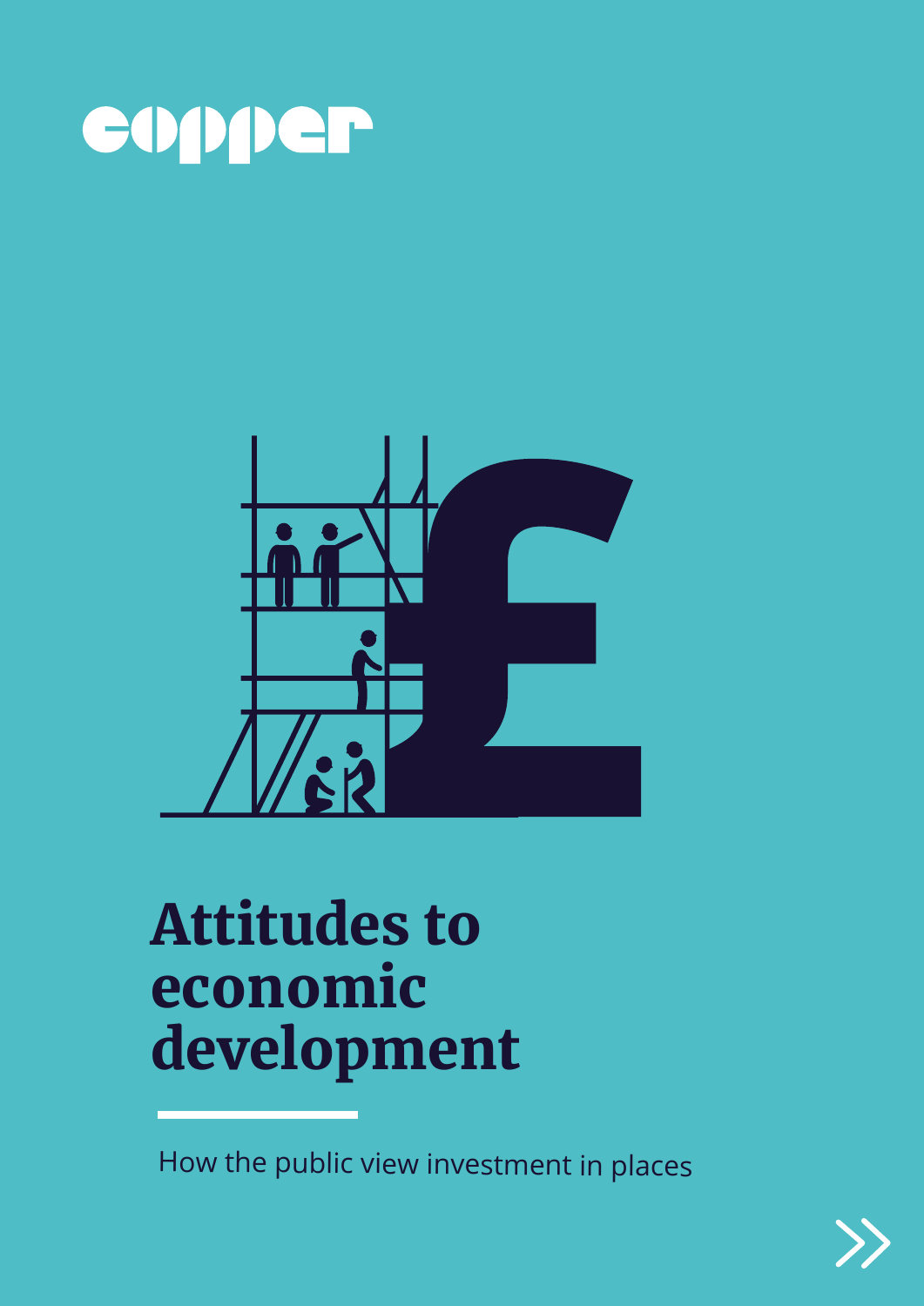copper

# Attitudes to economic development

How the public view investment in places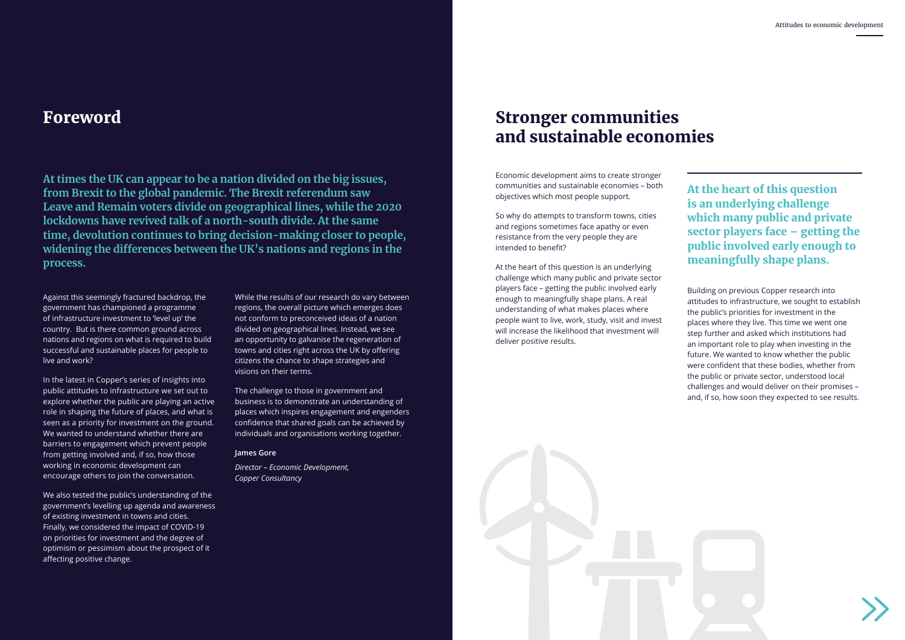# Foreword

**At times the UK can appear to be a nation divided on the big issues, from Brexit to the global pandemic. The Brexit referendum saw Leave and Remain voters divide on geographical lines, while the 2020 lockdowns have revived talk of a north-south divide. At the same time, devolution continues to bring decision-making closer to people, widening the differences between the UK's nations and regions in the process.**

Against this seemingly fractured backdrop, the government has championed a programme of infrastructure investment to 'level up' the country. But is there common ground across nations and regions on what is required to build successful and sustainable places for people to live and work?

In the latest in Copper's series of insights into public attitudes to infrastructure we set out to explore whether the public are playing an active role in shaping the future of places, and what is seen as a priority for investment on the ground. We wanted to understand whether there are barriers to engagement which prevent people from getting involved and, if so, how those working in economic development can encourage others to join the conversation.

We also tested the public's understanding of the government's levelling up agenda and awareness of existing investment in towns and cities. Finally, we considered the impact of COVID-19 on priorities for investment and the degree of optimism or pessimism about the prospect of it affecting positive change.

While the results of our research do vary between regions, the overall picture which emerges does not conform to preconceived ideas of a nation divided on geographical lines. Instead, we see an opportunity to galvanise the regeneration of towns and cities right across the UK by offering citizens the chance to shape strategies and visions on their terms.

The challenge to those in government and business is to demonstrate an understanding of places which inspires engagement and engenders confidence that shared goals can be achieved by individuals and organisations working together.

**James Gore**

*Director – Economic Development, Copper Consultancy*

# Stronger communities and sustainable economies

Economic development aims to create stronger communities and sustainable economies – both objectives which most people support.

So why do attempts to transform towns, cities and regions sometimes face apathy or even resistance from the very people they are intended to benefit?

At the heart of this question is an underlying challenge which many public and private sector players face – getting the public involved early enough to meaningfully shape plans. A real understanding of what makes places where people want to live, work, study, visit and invest will increase the likelihood that investment will deliver positive results.

**At the heart of this question is an underlying challenge which many public and private sector players face – getting the public involved early enough to meaningfully shape plans.**

Building on previous Copper research into attitudes to infrastructure, we sought to establish the public's priorities for investment in the places where they live. This time we went one step further and asked which institutions had an important role to play when investing in the future. We wanted to know whether the public were confident that these bodies, whether from the public or private sector, understood local challenges and would deliver on their promises – and, if so, how soon they expected to see results.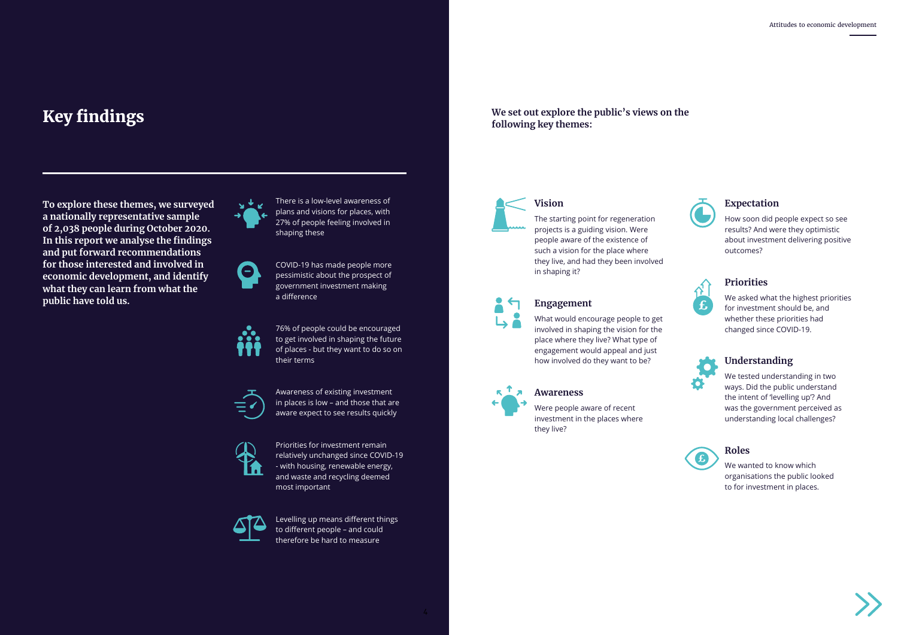# Key findings

**To explore these themes, we surveyed a nationally representative sample of 2,038 people during October 2020. In this report we analyse the findings and put forward recommendations for those interested and involved in economic development, and identify what they can learn from what the public have told us.**

- There is a low-level awareness of plans and visions for places, with 27% of people feeling involved in shaping these
- COVID-19 has made people more pessimistic about the prospect of government investment making a difference
- 76% of people could be encouraged to get involved in shaping the future of places - but they want to do so on their terms
- Awareness of existing investment in places is low – and those that are aware expect to see results quickly
- Priorities for investment remain relatively unchanged since COVID-19 - with housing, renewable energy, and waste and recycling deemed most important
- Levelling up means different things to different people – and could therefore be hard to measure

**We set out explore the public's views on the following key themes:**

### Vision

The starting point for regeneration projects is a guiding vision. Were people aware of the existence of such a vision for the place where they live, and had they been involved in shaping it?

### Engagement

What would encourage people to get involved in shaping the vision for the place where they live? What type of engagement would appeal and just how involved do they want to be?

### Awareness

Were people aware of recent investment in the places where they live?

### Expectation

How soon did people expect so see results? And were they optimistic about investment delivering positive outcomes?

### Priorities

We asked what the highest priorities for investment should be, and whether these priorities had changed since COVID-19.

### Understanding

We tested understanding in two ways. Did the public understand the intent of 'levelling up'? And was the government perceived as understanding local challenges?

### Roles

We wanted to know which organisations the public looked to for investment in places.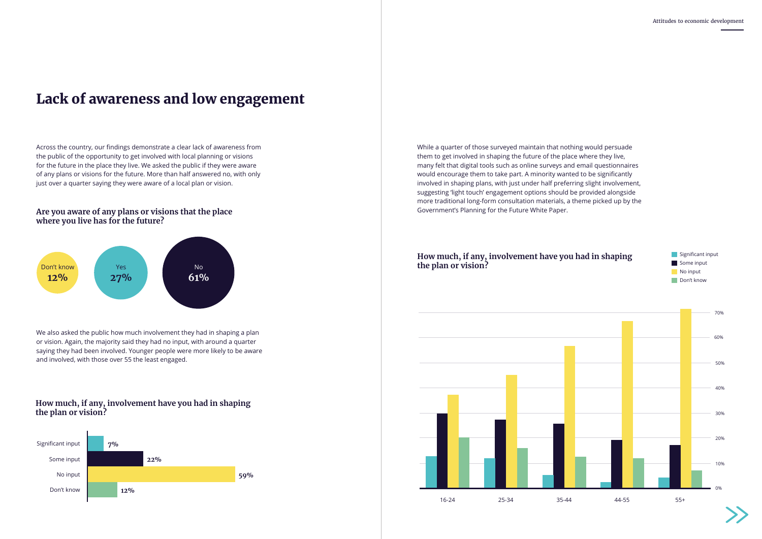# Lack of awareness and low engagement

Across the country, our findings demonstrate a clear lack of awareness from the public of the opportunity to get involved with local planning or visions for the future in the place they live. We asked the public if they were aware of any plans or visions for the future. More than half answered no, with only just over a quarter saying they were aware of a local plan or vision.

### Are you aware of any plans or visions that the place where you live has for the future?

| Response | Percentage |
| --- | --- |
| Don't know | 12% |
| Yes | 27% |
| No | 61% |

We also asked the public how much involvement they had in shaping a plan or vision. Again, the majority said they had no input, with around a quarter saying they had been involved. Younger people were more likely to be aware and involved, with those over 55 the least engaged.

### How much, if any, involvement have you had in shaping the plan or vision?

| Response | Percentage |
| --- | --- |
| Significant input | 7% |
| Some input | 22% |
| No input | 59% |
| Don't know | 12% |

While a quarter of those surveyed maintain that nothing would persuade them to get involved in shaping the future of the place where they live, many felt that digital tools such as online surveys and email questionnaires would encourage them to take part. A minority wanted to be significantly involved in shaping plans, with just under half preferring slight involvement, suggesting 'light touch' engagement options should be provided alongside more traditional long-form consultation materials, a theme picked up by the Government's Planning for the Future White Paper.

### How much, if any, involvement have you had in shaping the plan or vision?

Chart by age group (16-24, 25-34, 35-44, 44-55, 55+) showing Significant input, Some input, No input and Don't know (axis 0%–70%).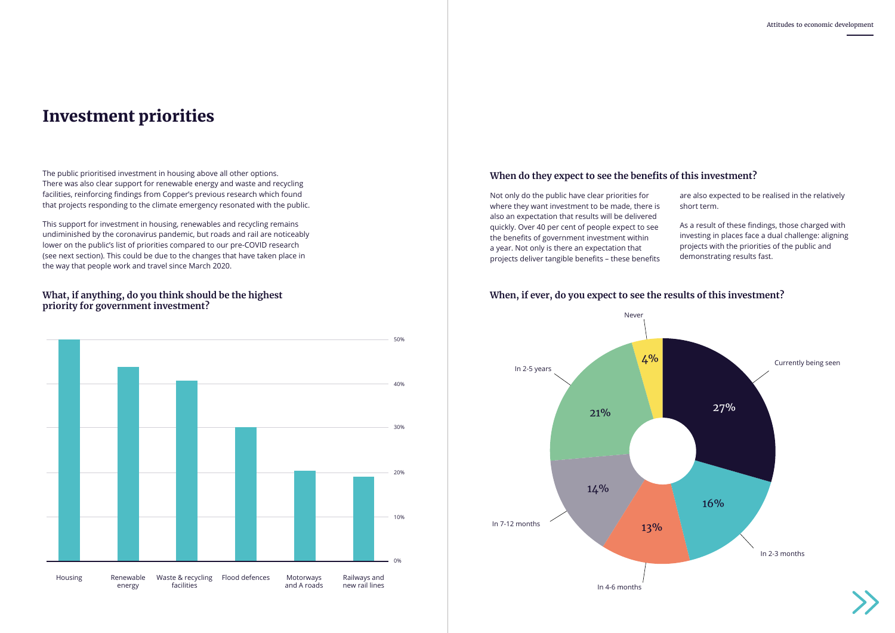# Investment priorities

The public prioritised investment in housing above all other options. There was also clear support for renewable energy and waste and recycling facilities, reinforcing findings from Copper's previous research which found that projects responding to the climate emergency resonated with the public.

This support for investment in housing, renewables and recycling remains undiminished by the coronavirus pandemic, but roads and rail are noticeably lower on the public's list of priorities compared to our pre-COVID research (see next section). This could be due to the changes that have taken place in the way that people work and travel since March 2020.

### What, if anything, do you think should be the highest priority for government investment?

## When do they expect to see the benefits of this investment?

Not only do the public have clear priorities for where they want investment to be made, there is also an expectation that results will be delivered quickly. Over 40 per cent of people expect to see the benefits of government investment within a year. Not only is there an expectation that projects deliver tangible benefits – these benefits are also expected to be realised in the relatively short term.

As a result of these findings, those charged with investing in places face a dual challenge: aligning projects with the priorities of the public and demonstrating results fast.

### When, if ever, do you expect to see the results of this investment?

| Response | Share |
|---|---|
| Currently being seen | 27% |
| In 2-3 months | 16% |
| In 4-6 months | 13% |
| In 7-12 months | 14% |
| In 2-5 years | 21% |
| Never | 4% |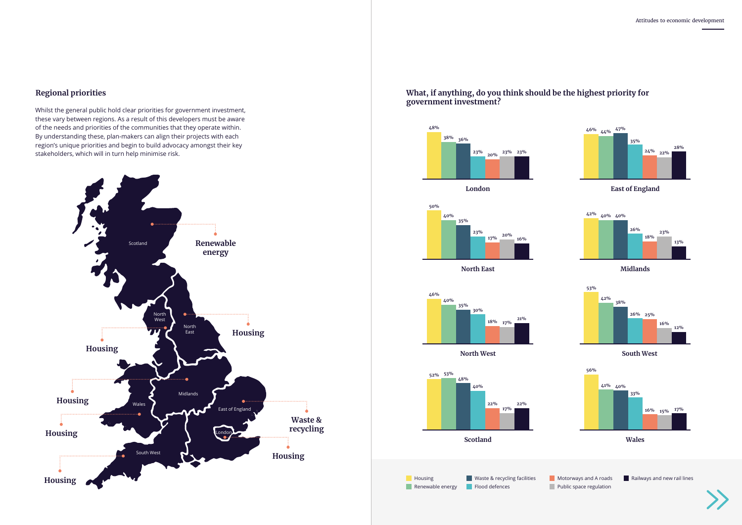## Regional priorities

Whilst the general public hold clear priorities for government investment, these vary between regions. As a result of this developers must be aware of the needs and priorities of the communities that they operate within. By understanding these, plan-makers can align their projects with each region's unique priorities and begin to build advocacy amongst their key stakeholders, which will in turn help minimise risk.

| Region | Highest priority |
|---|---|
| Scotland | Renewable energy |
| North East | Housing |
| North West | Housing |
| Wales | Housing |
| Midlands | Housing |
| East of England | Waste & recycling |
| London | Housing |
| South West | Housing |

### What, if anything, do you think should be the highest priority for government investment?

| Region | Housing | Renewable energy | Waste & recycling facilities | Flood defences | Motorways and A roads | Public space regulation | Railways and new rail lines |
|---|---|---|---|---|---|---|---|
| London | 48% | 38% | 36% | 23% | 20% | 23% | 23% |
| East of England | 46% | 44% | 47% | 35% | 24% | 22% | 28% |
| North East | 50% | 40% | 35% | 23% | 17% | 20% | 16% |
| Midlands | 42% | 40% | 40% | 26% | 18% | 23% | 13% |
| North West | 46% | 40% | 35% | 30% | 18% | 17% | 21% |
| South West | 53% | 42% | 38% | 26% | 25% | 16% | 12% |
| Scotland | 52% | 53% | 48% | 40% | 22% | 17% | 22% |
| Wales | 56% | 41% | 40% | 33% | 16% | 15% | 17% |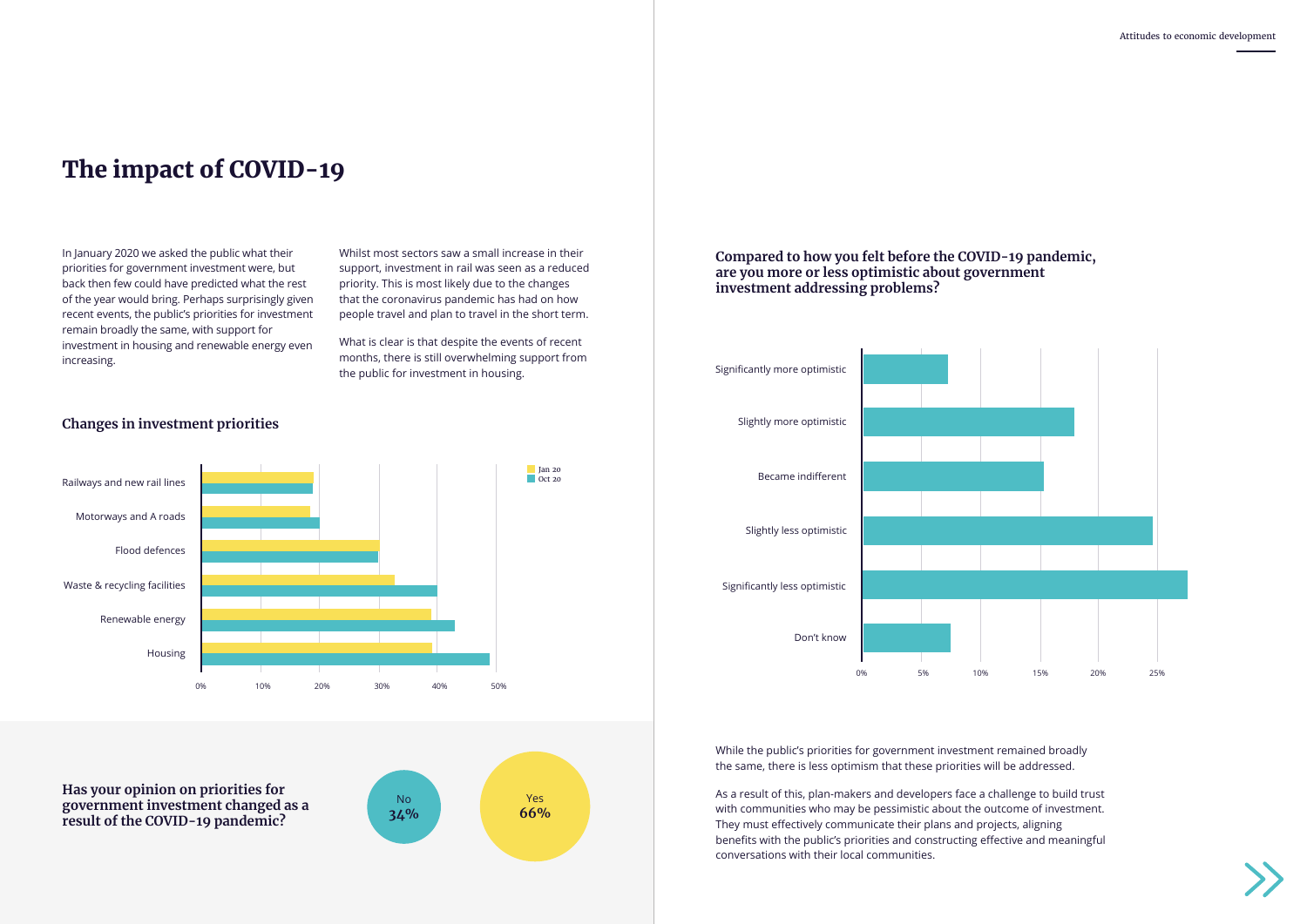# The impact of COVID-19

In January 2020 we asked the public what their priorities for government investment were, but back then few could have predicted what the rest of the year would bring. Perhaps surprisingly given recent events, the public's priorities for investment remain broadly the same, with support for investment in housing and renewable energy even increasing.

Whilst most sectors saw a small increase in their support, investment in rail was seen as a reduced priority. This is most likely due to the changes that the coronavirus pandemic has had on how people travel and plan to travel in the short term.

What is clear is that despite the events of recent months, there is still overwhelming support from the public for investment in housing.

### Changes in investment priorities

Legend: Jan 20, Oct 20

Categories: Railways and new rail lines; Motorways and A roads; Flood defences; Waste & recycling facilities; Renewable energy; Housing

Axis: 0%, 10%, 20%, 30%, 40%, 50%

### Has your opinion on priorities for government investment changed as a result of the COVID-19 pandemic?

No **34%**

Yes **66%**

### Compared to how you felt before the COVID-19 pandemic, are you more or less optimistic about government investment addressing problems?

Categories: Significantly more optimistic; Slightly more optimistic; Became indifferent; Slightly less optimistic; Significantly less optimistic; Don't know

Axis: 0%, 5%, 10%, 15%, 20%, 25%

While the public's priorities for government investment remained broadly the same, there is less optimism that these priorities will be addressed.

As a result of this, plan-makers and developers face a challenge to build trust with communities who may be pessimistic about the outcome of investment. They must effectively communicate their plans and projects, aligning benefits with the public's priorities and constructing effective and meaningful conversations with their local communities.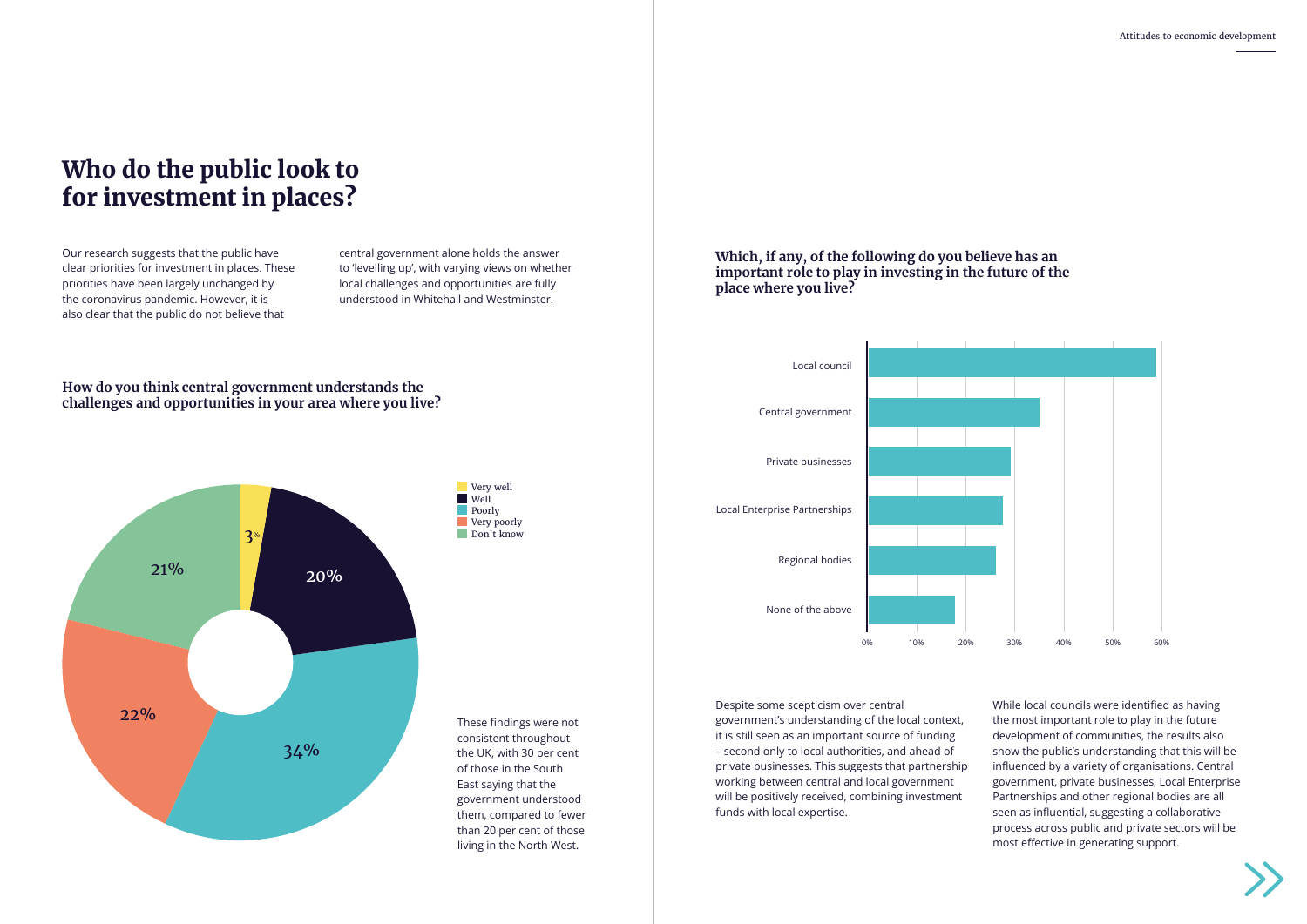# Who do the public look to for investment in places?

Our research suggests that the public have clear priorities for investment in places. These priorities have been largely unchanged by the coronavirus pandemic. However, it is also clear that the public do not believe that central government alone holds the answer to 'levelling up', with varying views on whether local challenges and opportunities are fully understood in Whitehall and Westminster.

### How do you think central government understands the challenges and opportunities in your area where you live?

| Response | Percentage |
| --- | --- |
| Very well | 3% |
| Well | 20% |
| Poorly | 34% |
| Very poorly | 22% |
| Don't know | 21% |

These findings were not consistent throughout the UK, with 30 per cent of those in the South East saying that the government understood them, compared to fewer than 20 per cent of those living in the North West.

### Which, if any, of the following do you believe has an important role to play in investing in the future of the place where you live?

- Local council
- Central government
- Private businesses
- Local Enterprise Partnerships
- Regional bodies
- None of the above

Despite some scepticism over central government's understanding of the local context, it is still seen as an important source of funding – second only to local authorities, and ahead of private businesses. This suggests that partnership working between central and local government will be positively received, combining investment funds with local expertise.

While local councils were identified as having the most important role to play in the future development of communities, the results also show the public's understanding that this will be influenced by a variety of organisations. Central government, private businesses, Local Enterprise Partnerships and other regional bodies are all seen as influential, suggesting a collaborative process across public and private sectors will be most effective in generating support.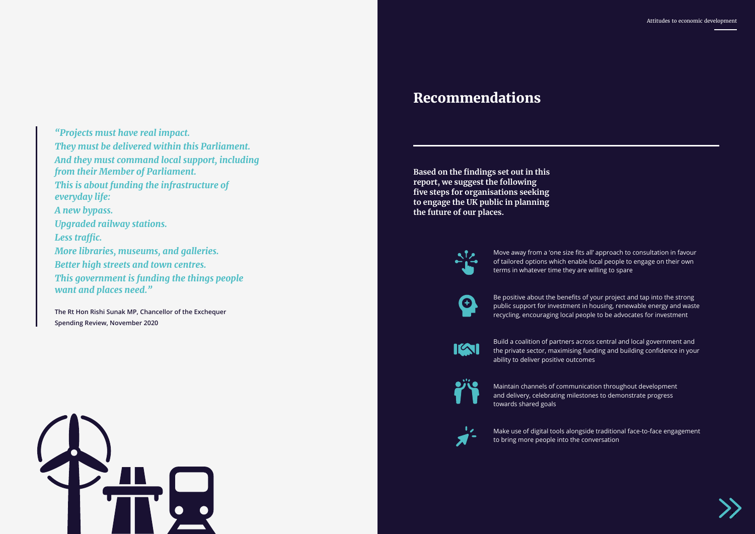> *"Projects must have real impact.*
> *They must be delivered within this Parliament.*
> *And they must command local support, including from their Member of Parliament.*
> *This is about funding the infrastructure of everyday life:*
> *A new bypass.*
> *Upgraded railway stations.*
> *Less traffic.*
> *More libraries, museums, and galleries.*
> *Better high streets and town centres.*
> *This government is funding the things people want and places need."*
>
> The Rt Hon Rishi Sunak MP, Chancellor of the Exchequer
> Spending Review, November 2020

# Recommendations

**Based on the findings set out in this report, we suggest the following five steps for organisations seeking to engage the UK public in planning the future of our places.**

- Move away from a 'one size fits all' approach to consultation in favour of tailored options which enable local people to engage on their own terms in whatever time they are willing to spare
- Be positive about the benefits of your project and tap into the strong public support for investment in housing, renewable energy and waste recycling, encouraging local people to be advocates for investment
- Build a coalition of partners across central and local government and the private sector, maximising funding and building confidence in your ability to deliver positive outcomes
- Maintain channels of communication throughout development and delivery, celebrating milestones to demonstrate progress towards shared goals
- Make use of digital tools alongside traditional face-to-face engagement to bring more people into the conversation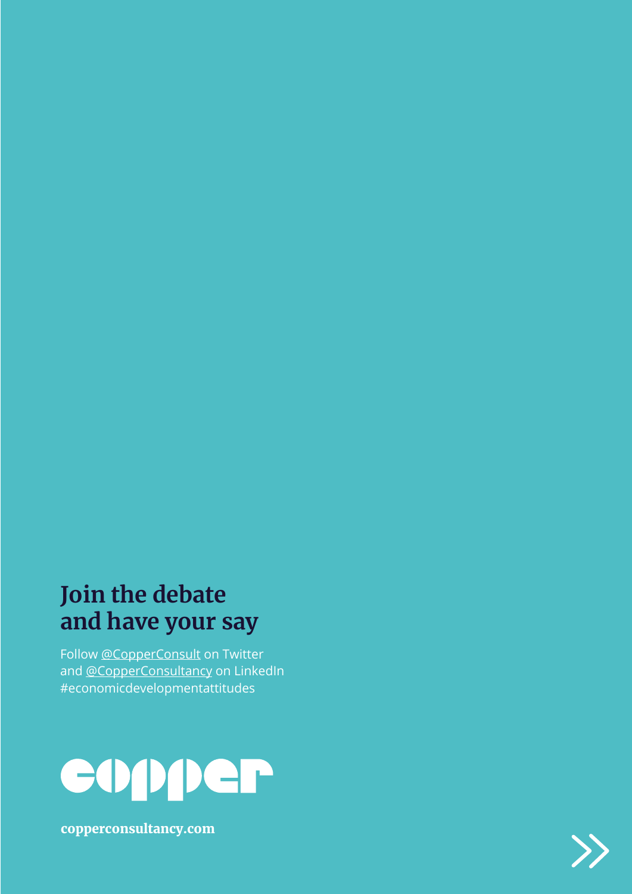## Join the debate and have your say

Follow @CopperConsult on Twitter and @CopperConsultancy on LinkedIn #economicdevelopmentattitudes

copper

**copperconsultancy.com**